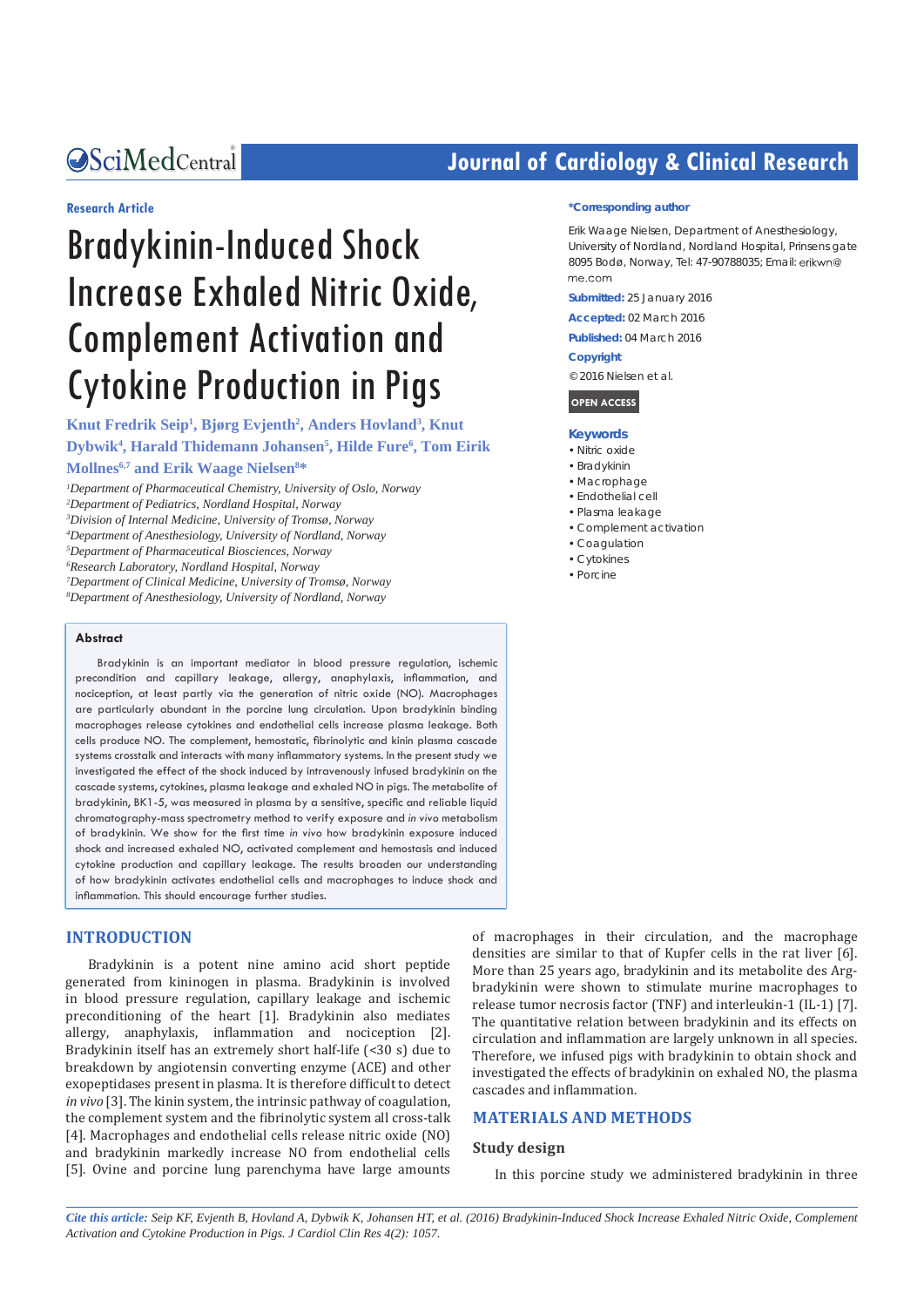Research Article

# Bradykinin-Induced Shock Increase Exhaled Nitric Oxide, Complement Activation and Cytokine Production in Pigs

**Knut Fredrik Seip[1], Bjørg Evjenth[2], Anders Hovland[3], Knut Dybwik[4], Harald Thidemann Johansen[5], Hilde Fure[6], Tom Eirik Mollnes[6,7] and Erik Waage Nielsen[8]***

[1]*Department of Pharmaceutical Chemistry, University of Oslo, Norway*
[2]*Department of Pediatrics, Nordland Hospital, Norway*
[3]*Division of Internal Medicine, University of Tromsø, Norway*
[4]*Department of Anesthesiology, University of Nordland, Norway*
[5]*Department of Pharmaceutical Biosciences, Norway*
[6]*Research Laboratory, Nordland Hospital, Norway*
[7]*Department of Clinical Medicine, University of Tromsø, Norway*
[8]*Department of Anesthesiology, University of Nordland, Norway*

**\*Corresponding author**

Erik Waage Nielsen, Department of Anesthesiology, University of Nordland, Nordland Hospital, Prinsens gate 8095 Bodø, Norway, Tel: 47-90788035; Email: erikwn@me.com

**Submitted:** 25 January 2016

**Accepted:** 02 March 2016

**Published:** 04 March 2016

**Copyright**

© 2016 Nielsen et al.

OPEN ACCESS

**Keywords**

- Nitric oxide
- Bradykinin
- Macrophage
- Endothelial cell
- Plasma leakage
- Complement activation
- Coagulation
- Cytokines
- Porcine

## Abstract

Bradykinin is an important mediator in blood pressure regulation, ischemic precondition and capillary leakage, allergy, anaphylaxis, inflammation, and nociception, at least partly via the generation of nitric oxide (NO). Macrophages are particularly abundant in the porcine lung circulation. Upon bradykinin binding macrophages release cytokines and endothelial cells increase plasma leakage. Both cells produce NO. The complement, hemostatic, fibrinolytic and kinin plasma cascade systems crosstalk and interacts with many inflammatory systems. In the present study we investigated the effect of the shock induced by intravenously infused bradykinin on the cascade systems, cytokines, plasma leakage and exhaled NO in pigs. The metabolite of bradykinin, BK1-5, was measured in plasma by a sensitive, specific and reliable liquid chromatography-mass spectrometry method to verify exposure and *in vivo* metabolism of bradykinin. We show for the first time *in vivo* how bradykinin exposure induced shock and increased exhaled NO, activated complement and hemostasis and induced cytokine production and capillary leakage. The results broaden our understanding of how bradykinin activates endothelial cells and macrophages to induce shock and inflammation. This should encourage further studies.

## INTRODUCTION

Bradykinin is a potent nine amino acid short peptide generated from kininogen in plasma. Bradykinin is involved in blood pressure regulation, capillary leakage and ischemic preconditioning of the heart [1]. Bradykinin also mediates allergy, anaphylaxis, inflammation and nociception [2]. Bradykinin itself has an extremely short half-life (<30 s) due to breakdown by angiotensin converting enzyme (ACE) and other exopeptidases present in plasma. It is therefore difficult to detect *in vivo* [3]. The kinin system, the intrinsic pathway of coagulation, the complement system and the fibrinolytic system all cross-talk [4]. Macrophages and endothelial cells release nitric oxide (NO) and bradykinin markedly increase NO from endothelial cells [5]. Ovine and porcine lung parenchyma have large amounts of macrophages in their circulation, and the macrophage densities are similar to that of Kupfer cells in the rat liver [6]. More than 25 years ago, bradykinin and its metabolite des Arg-bradykinin were shown to stimulate murine macrophages to release tumor necrosis factor (TNF) and interleukin-1 (IL-1) [7]. The quantitative relation between bradykinin and its effects on circulation and inflammation are largely unknown in all species. Therefore, we infused pigs with bradykinin to obtain shock and investigated the effects of bradykinin on exhaled NO, the plasma cascades and inflammation.

## MATERIALS AND METHODS

### Study design

In this porcine study we administered bradykinin in three

*Cite this article: Seip KF, Evjenth B, Hovland A, Dybwik K, Johansen HT, et al. (2016) Bradykinin-Induced Shock Increase Exhaled Nitric Oxide, Complement Activation and Cytokine Production in Pigs. J Cardiol Clin Res 4(2): 1057.*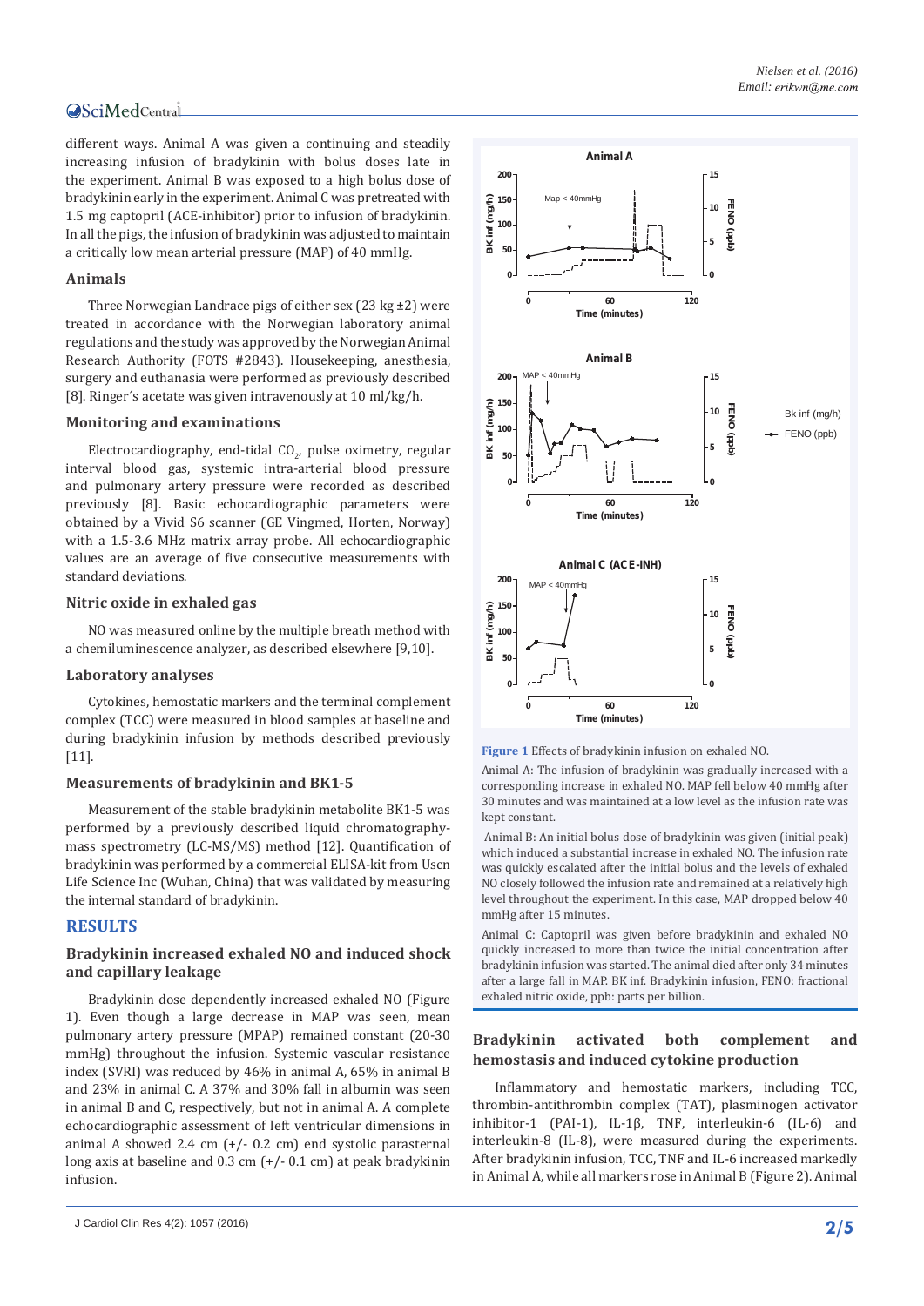different ways. Animal A was given a continuing and steadily increasing infusion of bradykinin with bolus doses late in the experiment. Animal B was exposed to a high bolus dose of bradykinin early in the experiment. Animal C was pretreated with 1.5 mg captopril (ACE-inhibitor) prior to infusion of bradykinin. In all the pigs, the infusion of bradykinin was adjusted to maintain a critically low mean arterial pressure (MAP) of 40 mmHg.

### Animals

Three Norwegian Landrace pigs of either sex (23 kg ±2) were treated in accordance with the Norwegian laboratory animal regulations and the study was approved by the Norwegian Animal Research Authority (FOTS #2843). Housekeeping, anesthesia, surgery and euthanasia were performed as previously described [8]. Ringer´s acetate was given intravenously at 10 ml/kg/h.

### Monitoring and examinations

Electrocardiography, end-tidal $CO_2$, pulse oximetry, regular interval blood gas, systemic intra-arterial blood pressure and pulmonary artery pressure were recorded as described previously [8]. Basic echocardiographic parameters were obtained by a Vivid S6 scanner (GE Vingmed, Horten, Norway) with a 1.5-3.6 MHz matrix array probe. All echocardiographic values are an average of five consecutive measurements with standard deviations.

### Nitric oxide in exhaled gas

NO was measured online by the multiple breath method with a chemiluminescence analyzer, as described elsewhere [9,10].

### Laboratory analyses

Cytokines, hemostatic markers and the terminal complement complex (TCC) were measured in blood samples at baseline and during bradykinin infusion by methods described previously [11].

### Measurements of bradykinin and BK1-5

Measurement of the stable bradykinin metabolite BK1-5 was performed by a previously described liquid chromatography-mass spectrometry (LC-MS/MS) method [12]. Quantification of bradykinin was performed by a commercial ELISA-kit from Uscn Life Science Inc (Wuhan, China) that was validated by measuring the internal standard of bradykinin.

## RESULTS

### Bradykinin increased exhaled NO and induced shock and capillary leakage

Bradykinin dose dependently increased exhaled NO (Figure 1). Even though a large decrease in MAP was seen, mean pulmonary artery pressure (MPAP) remained constant (20-30 mmHg) throughout the infusion. Systemic vascular resistance index (SVRI) was reduced by 46% in animal A, 65% in animal B and 23% in animal C. A 37% and 30% fall in albumin was seen in animal B and C, respectively, but not in animal A. A complete echocardiographic assessment of left ventricular dimensions in animal A showed 2.4 cm (+/- 0.2 cm) end systolic parasternal long axis at baseline and 0.3 cm (+/- 0.1 cm) at peak bradykinin infusion.

**Figure 1** Effects of bradykinin infusion on exhaled NO.

Animal A: The infusion of bradykinin was gradually increased with a corresponding increase in exhaled NO. MAP fell below 40 mmHg after 30 minutes and was maintained at a low level as the infusion rate was kept constant.

Animal B: An initial bolus dose of bradykinin was given (initial peak) which induced a substantial increase in exhaled NO. The infusion rate was quickly escalated after the initial bolus and the levels of exhaled NO closely followed the infusion rate and remained at a relatively high level throughout the experiment. In this case, MAP dropped below 40 mmHg after 15 minutes.

Animal C: Captopril was given before bradykinin and exhaled NO quickly increased to more than twice the initial concentration after bradykinin infusion was started. The animal died after only 34 minutes after a large fall in MAP. BK inf. Bradykinin infusion, FENO: fractional exhaled nitric oxide, ppb: parts per billion.

### Bradykinin activated both complement and hemostasis and induced cytokine production

Inflammatory and hemostatic markers, including TCC, thrombin-antithrombin complex (TAT), plasminogen activator inhibitor-1 (PAI-1), IL-1β, TNF, interleukin-6 (IL-6) and interleukin-8 (IL-8), were measured during the experiments. After bradykinin infusion, TCC, TNF and IL-6 increased markedly in Animal A, while all markers rose in Animal B (Figure 2). Animal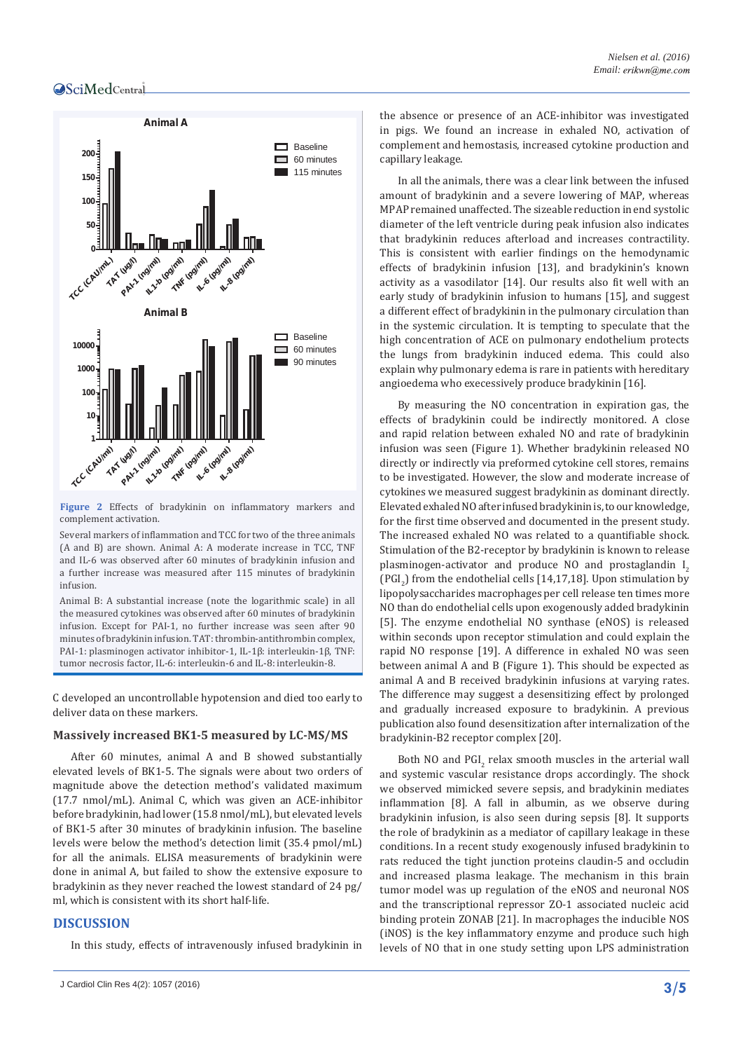Figure 2 Effects of bradykinin on inflammatory markers and complement activation.

Several markers of inflammation and TCC for two of the three animals (A and B) are shown. Animal A: A moderate increase in TCC, TNF and IL-6 was observed after 60 minutes of bradykinin infusion and a further increase was measured after 115 minutes of bradykinin infusion.

Animal B: A substantial increase (note the logarithmic scale) in all the measured cytokines was observed after 60 minutes of bradykinin infusion. Except for PAI-1, no further increase was seen after 90 minutes of bradykinin infusion. TAT: thrombin-antithrombin complex, PAI-1: plasminogen activator inhibitor-1, IL-1β: interleukin-1β, TNF: tumor necrosis factor, IL-6: interleukin-6 and IL-8: interleukin-8.

C developed an uncontrollable hypotension and died too early to deliver data on these markers.

### Massively increased BK1-5 measured by LC-MS/MS

After 60 minutes, animal A and B showed substantially elevated levels of BK1-5. The signals were about two orders of magnitude above the detection method's validated maximum (17.7 nmol/mL). Animal C, which was given an ACE-inhibitor before bradykinin, had lower (15.8 nmol/mL), but elevated levels of BK1-5 after 30 minutes of bradykinin infusion. The baseline levels were below the method's detection limit (35.4 pmol/mL) for all the animals. ELISA measurements of bradykinin were done in animal A, but failed to show the extensive exposure to bradykinin as they never reached the lowest standard of 24 pg/ml, which is consistent with its short half-life.

## DISCUSSION

In this study, effects of intravenously infused bradykinin in the absence or presence of an ACE-inhibitor was investigated in pigs. We found an increase in exhaled NO, activation of complement and hemostasis, increased cytokine production and capillary leakage.

In all the animals, there was a clear link between the infused amount of bradykinin and a severe lowering of MAP, whereas MPAP remained unaffected. The sizeable reduction in end systolic diameter of the left ventricle during peak infusion also indicates that bradykinin reduces afterload and increases contractility. This is consistent with earlier findings on the hemodynamic effects of bradykinin infusion [13], and bradykinin's known activity as a vasodilator [14]. Our results also fit well with an early study of bradykinin infusion to humans [15], and suggest a different effect of bradykinin in the pulmonary circulation than in the systemic circulation. It is tempting to speculate that the high concentration of ACE on pulmonary endothelium protects the lungs from bradykinin induced edema. This could also explain why pulmonary edema is rare in patients with hereditary angioedema who execessively produce bradykinin [16].

By measuring the NO concentration in expiration gas, the effects of bradykinin could be indirectly monitored. A close and rapid relation between exhaled NO and rate of bradykinin infusion was seen (Figure 1). Whether bradykinin released NO directly or indirectly via preformed cytokine cell stores, remains to be investigated. However, the slow and moderate increase of cytokines we measured suggest bradykinin as dominant directly. Elevated exhaled NO after infused bradykinin is, to our knowledge, for the first time observed and documented in the present study. The increased exhaled NO was related to a quantifiable shock. Stimulation of the B2-receptor by bradykinin is known to release plasminogen-activator and produce NO and prostaglandin $I_2$ ($PGI_2$) from the endothelial cells [14,17,18]. Upon stimulation by lipopolysaccharides macrophages per cell release ten times more NO than do endothelial cells upon exogenously added bradykinin [5]. The enzyme endothelial NO synthase (eNOS) is released within seconds upon receptor stimulation and could explain the rapid NO response [19]. A difference in exhaled NO was seen between animal A and B (Figure 1). This should be expected as animal A and B received bradykinin infusions at varying rates. The difference may suggest a desensitizing effect by prolonged and gradually increased exposure to bradykinin. A previous publication also found desensitization after internalization of the bradykinin-B2 receptor complex [20].

Both NO and $PGI_2$ relax smooth muscles in the arterial wall and systemic vascular resistance drops accordingly. The shock we observed mimicked severe sepsis, and bradykinin mediates inflammation [8]. A fall in albumin, as we observe during bradykinin infusion, is also seen during sepsis [8]. It supports the role of bradykinin as a mediator of capillary leakage in these conditions. In a recent study exogenously infused bradykinin to rats reduced the tight junction proteins claudin-5 and occludin and increased plasma leakage. The mechanism in this brain tumor model was up regulation of the eNOS and neuronal NOS and the transcriptional repressor ZO-1 associated nucleic acid binding protein ZONAB [21]. In macrophages the inducible NOS (iNOS) is the key inflammatory enzyme and produce such high levels of NO that in one study setting upon LPS administration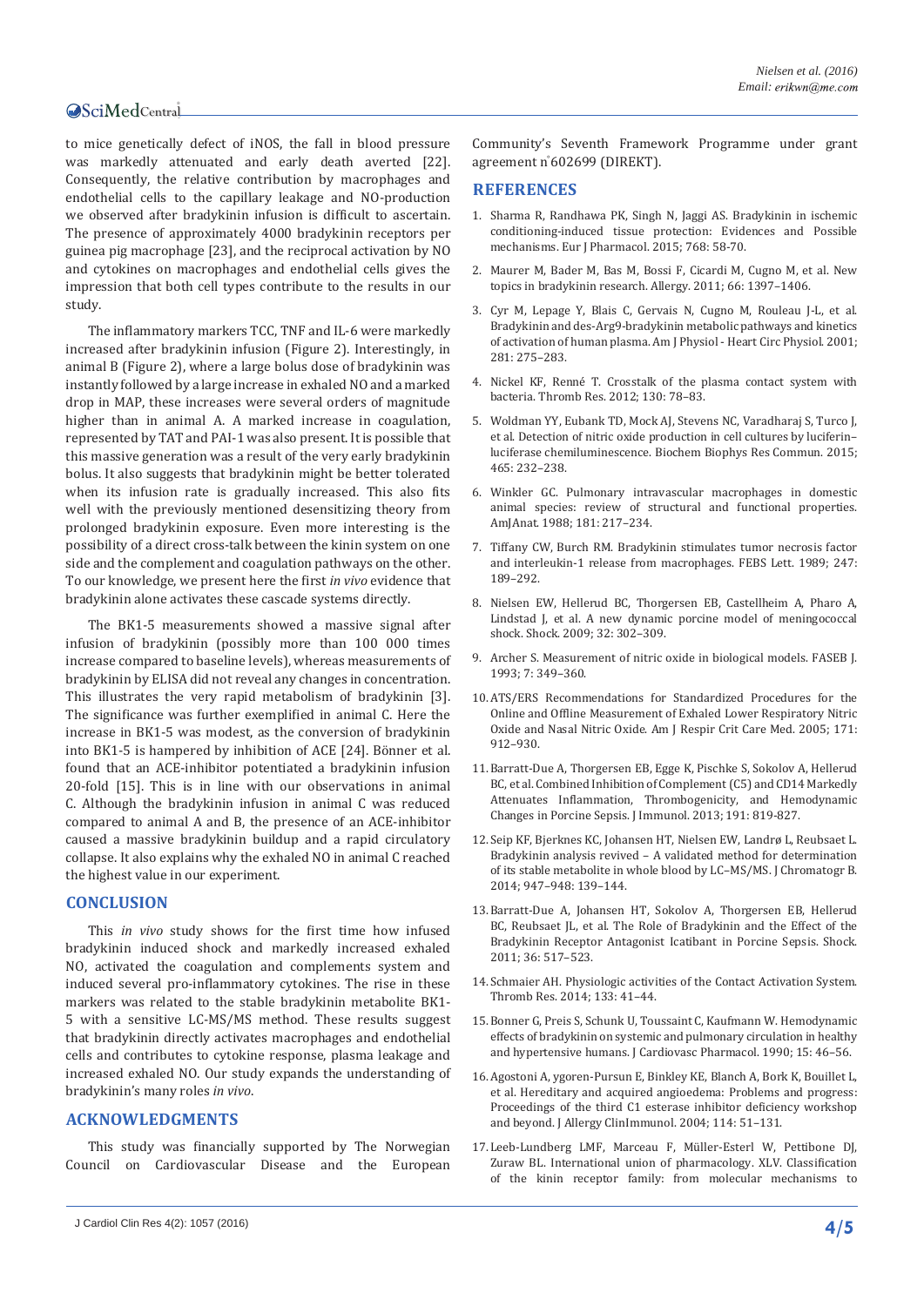to mice genetically defect of iNOS, the fall in blood pressure was markedly attenuated and early death averted [22]. Consequently, the relative contribution by macrophages and endothelial cells to the capillary leakage and NO-production we observed after bradykinin infusion is difficult to ascertain. The presence of approximately 4000 bradykinin receptors per guinea pig macrophage [23], and the reciprocal activation by NO and cytokines on macrophages and endothelial cells gives the impression that both cell types contribute to the results in our study.

The inflammatory markers TCC, TNF and IL-6 were markedly increased after bradykinin infusion (Figure 2). Interestingly, in animal B (Figure 2), where a large bolus dose of bradykinin was instantly followed by a large increase in exhaled NO and a marked drop in MAP, these increases were several orders of magnitude higher than in animal A. A marked increase in coagulation, represented by TAT and PAI-1 was also present. It is possible that this massive generation was a result of the very early bradykinin bolus. It also suggests that bradykinin might be better tolerated when its infusion rate is gradually increased. This also fits well with the previously mentioned desensitizing theory from prolonged bradykinin exposure. Even more interesting is the possibility of a direct cross-talk between the kinin system on one side and the complement and coagulation pathways on the other. To our knowledge, we present here the first *in vivo* evidence that bradykinin alone activates these cascade systems directly.

The BK1-5 measurements showed a massive signal after infusion of bradykinin (possibly more than 100 000 times increase compared to baseline levels), whereas measurements of bradykinin by ELISA did not reveal any changes in concentration. This illustrates the very rapid metabolism of bradykinin [3]. The significance was further exemplified in animal C. Here the increase in BK1-5 was modest, as the conversion of bradykinin into BK1-5 is hampered by inhibition of ACE [24]. Bönner et al. found that an ACE-inhibitor potentiated a bradykinin infusion 20-fold [15]. This is in line with our observations in animal C. Although the bradykinin infusion in animal C was reduced compared to animal A and B, the presence of an ACE-inhibitor caused a massive bradykinin buildup and a rapid circulatory collapse. It also explains why the exhaled NO in animal C reached the highest value in our experiment.

## CONCLUSION

This *in vivo* study shows for the first time how infused bradykinin induced shock and markedly increased exhaled NO, activated the coagulation and complements system and induced several pro-inflammatory cytokines. The rise in these markers was related to the stable bradykinin metabolite BK1-5 with a sensitive LC-MS/MS method. These results suggest that bradykinin directly activates macrophages and endothelial cells and contributes to cytokine response, plasma leakage and increased exhaled NO. Our study expands the understanding of bradykinin's many roles *in vivo*.

## ACKNOWLEDGMENTS

This study was financially supported by The Norwegian Council on Cardiovascular Disease and the European Community's Seventh Framework Programme under grant agreement n°602699 (DIREKT).

## REFERENCES

1. Sharma R, Randhawa PK, Singh N, Jaggi AS. Bradykinin in ischemic conditioning-induced tissue protection: Evidences and Possible mechanisms. Eur J Pharmacol. 2015; 768: 58-70.
2. Maurer M, Bader M, Bas M, Bossi F, Cicardi M, Cugno M, et al. New topics in bradykinin research. Allergy. 2011; 66: 1397–1406.
3. Cyr M, Lepage Y, Blais C, Gervais N, Cugno M, Rouleau J-L, et al. Bradykinin and des-Arg9-bradykinin metabolic pathways and kinetics of activation of human plasma. Am J Physiol - Heart Circ Physiol. 2001; 281: 275–283.
4. Nickel KF, Renné T. Crosstalk of the plasma contact system with bacteria. Thromb Res. 2012; 130: 78–83.
5. Woldman YY, Eubank TD, Mock AJ, Stevens NC, Varadharaj S, Turco J, et al. Detection of nitric oxide production in cell cultures by luciferin–luciferase chemiluminescence. Biochem Biophys Res Commun. 2015; 465: 232–238.
6. Winkler GC. Pulmonary intravascular macrophages in domestic animal species: review of structural and functional properties. AmJAnat. 1988; 181: 217–234.
7. Tiffany CW, Burch RM. Bradykinin stimulates tumor necrosis factor and interleukin-1 release from macrophages. FEBS Lett. 1989; 247: 189–292.
8. Nielsen EW, Hellerud BC, Thorgersen EB, Castellheim A, Pharo A, Lindstad J, et al. A new dynamic porcine model of meningococcal shock. Shock. 2009; 32: 302–309.
9. Archer S. Measurement of nitric oxide in biological models. FASEB J. 1993; 7: 349–360.
10. ATS/ERS Recommendations for Standardized Procedures for the Online and Offline Measurement of Exhaled Lower Respiratory Nitric Oxide and Nasal Nitric Oxide. Am J Respir Crit Care Med. 2005; 171: 912–930.
11. Barratt-Due A, Thorgersen EB, Egge K, Pischke S, Sokolov A, Hellerud BC, et al. Combined Inhibition of Complement (C5) and CD14 Markedly Attenuates Inflammation, Thrombogenicity, and Hemodynamic Changes in Porcine Sepsis. J Immunol. 2013; 191: 819-827.
12. Seip KF, Bjerknes KC, Johansen HT, Nielsen EW, Landrø L, Reubsaet L. Bradykinin analysis revived – A validated method for determination of its stable metabolite in whole blood by LC–MS/MS. J Chromatogr B. 2014; 947–948: 139–144.
13. Barratt-Due A, Johansen HT, Sokolov A, Thorgersen EB, Hellerud BC, Reubsaet JL, et al. The Role of Bradykinin and the Effect of the Bradykinin Receptor Antagonist Icatibant in Porcine Sepsis. Shock. 2011; 36: 517–523.
14. Schmaier AH. Physiologic activities of the Contact Activation System. Thromb Res. 2014; 133: 41–44.
15. Bonner G, Preis S, Schunk U, Toussaint C, Kaufmann W. Hemodynamic effects of bradykinin on systemic and pulmonary circulation in healthy and hypertensive humans. J Cardiovasc Pharmacol. 1990; 15: 46–56.
16. Agostoni A, ygoren-Pursun E, Binkley KE, Blanch A, Bork K, Bouillet L, et al. Hereditary and acquired angioedema: Problems and progress: Proceedings of the third C1 esterase inhibitor deficiency workshop and beyond. J Allergy ClinImmunol. 2004; 114: 51–131.
17. Leeb-Lundberg LMF, Marceau F, Müller-Esterl W, Pettibone DJ, Zuraw BL. International union of pharmacology. XLV. Classification of the kinin receptor family: from molecular mechanisms to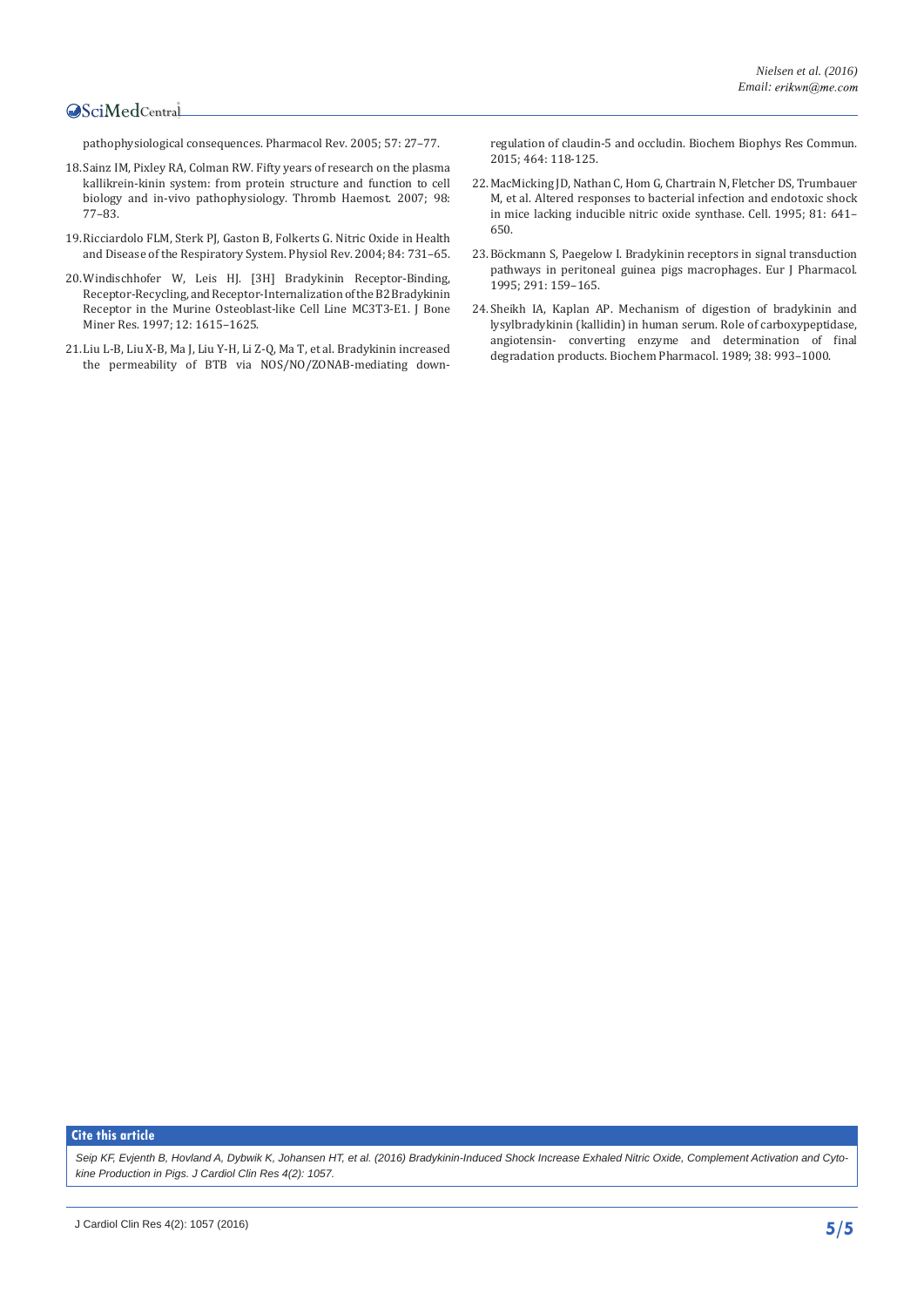pathophysiological consequences. Pharmacol Rev. 2005; 57: 27–77.

18. Sainz IM, Pixley RA, Colman RW. Fifty years of research on the plasma kallikrein-kinin system: from protein structure and function to cell biology and in-vivo pathophysiology. Thromb Haemost. 2007; 98: 77–83.

19. Ricciardolo FLM, Sterk PJ, Gaston B, Folkerts G. Nitric Oxide in Health and Disease of the Respiratory System. Physiol Rev. 2004; 84: 731–65.

20. Windischhofer W, Leis HJ. [3H] Bradykinin Receptor-Binding, Receptor-Recycling, and Receptor-Internalization of the B2 Bradykinin Receptor in the Murine Osteoblast-like Cell Line MC3T3-E1. J Bone Miner Res. 1997; 12: 1615–1625.

21. Liu L-B, Liu X-B, Ma J, Liu Y-H, Li Z-Q, Ma T, et al. Bradykinin increased the permeability of BTB via NOS/NO/ZONAB-mediating down-regulation of claudin-5 and occludin. Biochem Biophys Res Commun. 2015; 464: 118-125.

22. MacMicking JD, Nathan C, Hom G, Chartrain N, Fletcher DS, Trumbauer M, et al. Altered responses to bacterial infection and endotoxic shock in mice lacking inducible nitric oxide synthase. Cell. 1995; 81: 641–650.

23. Böckmann S, Paegelow I. Bradykinin receptors in signal transduction pathways in peritoneal guinea pigs macrophages. Eur J Pharmacol. 1995; 291: 159–165.

24. Sheikh IA, Kaplan AP. Mechanism of digestion of bradykinin and lysylbradykinin (kallidin) in human serum. Role of carboxypeptidase, angiotensin- converting enzyme and determination of final degradation products. Biochem Pharmacol. 1989; 38: 993–1000.

**Cite this article**

*Seip KF, Evjenth B, Hovland A, Dybwik K, Johansen HT, et al. (2016) Bradykinin-Induced Shock Increase Exhaled Nitric Oxide, Complement Activation and Cytokine Production in Pigs. J Cardiol Clin Res 4(2): 1057.*